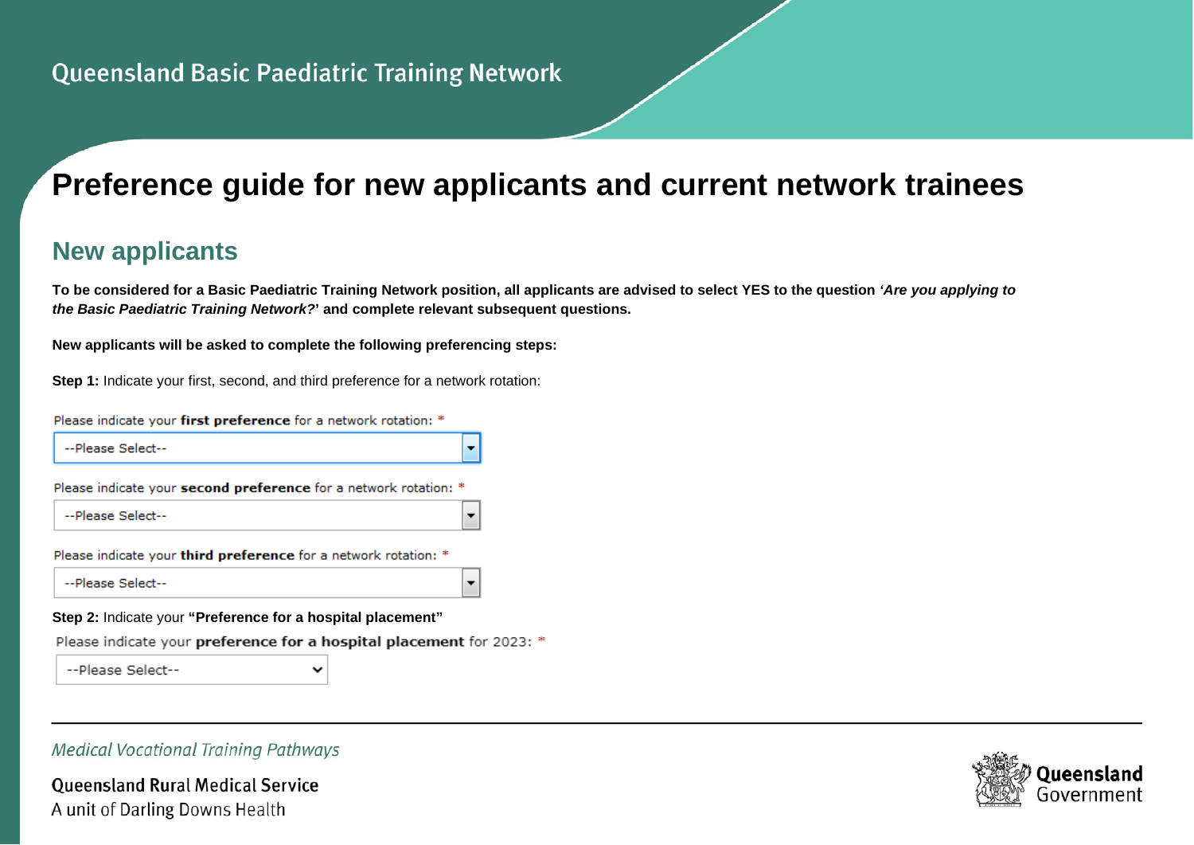Queensland Basic Paediatric Training Network

# Preference guide for new applicants and current network trainees

## New applicants

**To be considered for a Basic Paediatric Training Network position, all applicants are advised to select YES to the question *'Are you applying to the Basic Paediatric Training Network?*' and complete relevant subsequent questions.**

**New applicants will be asked to complete the following preferencing steps:**

**Step 1:** Indicate your first, second, and third preference for a network rotation:

Please indicate your **first preference** for a network rotation: *

--Please Select--

Please indicate your **second preference** for a network rotation: *

--Please Select--

Please indicate your **third preference** for a network rotation: *

--Please Select--

**Step 2:** Indicate your **"Preference for a hospital placement"**

Please indicate your **preference for a hospital placement** for 2023: *

--Please Select--

*Medical Vocational Training Pathways*

Queensland Rural Medical Service
A unit of Darling Downs Health

Queensland Government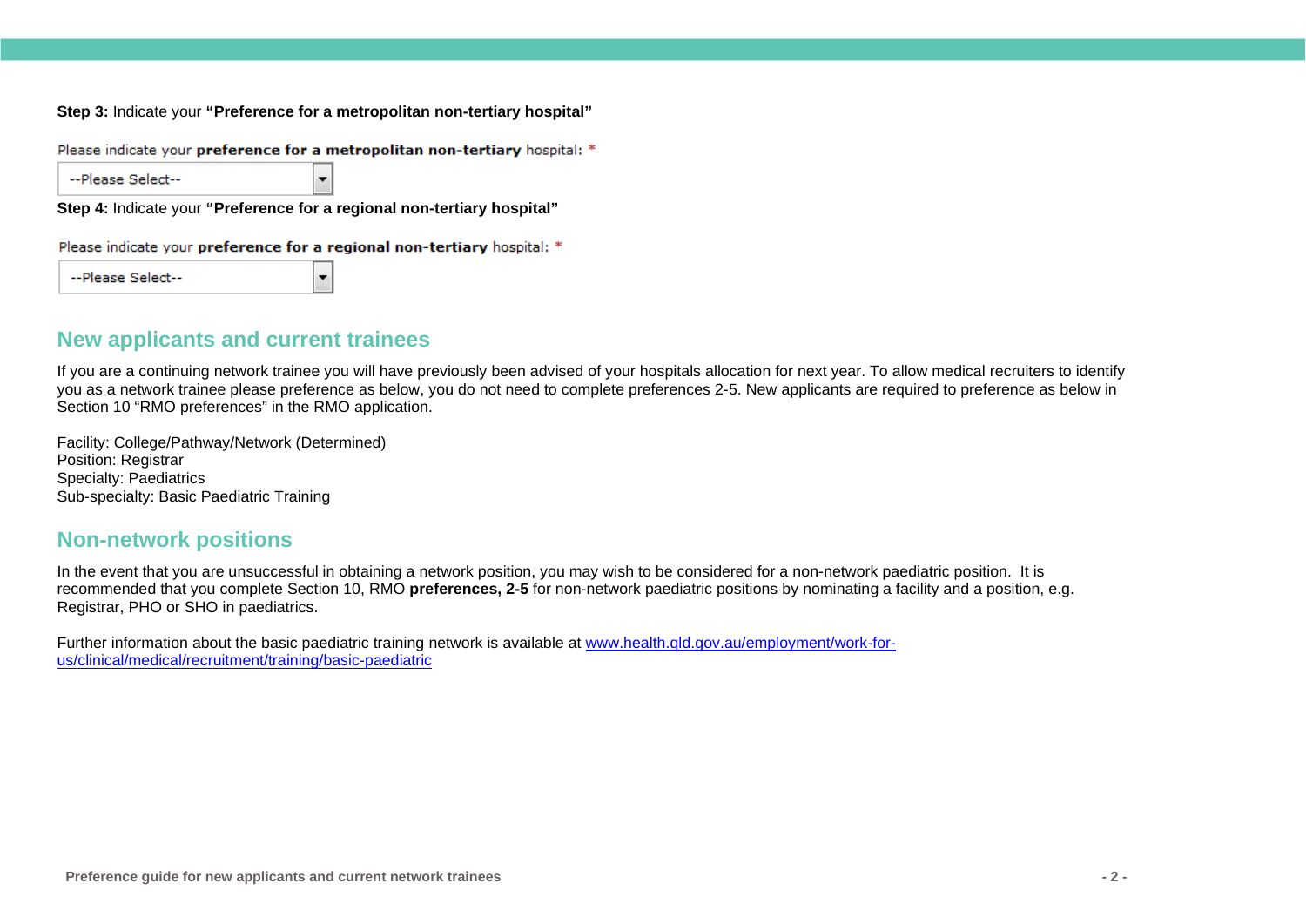**Step 3:** Indicate your **"Preference for a metropolitan non-tertiary hospital"**

Please indicate your **preference for a metropolitan non-tertiary** hospital: *

--Please Select--

**Step 4:** Indicate your **"Preference for a regional non-tertiary hospital"**

Please indicate your **preference for a regional non-tertiary** hospital: *

--Please Select--

## New applicants and current trainees

If you are a continuing network trainee you will have previously been advised of your hospitals allocation for next year. To allow medical recruiters to identify you as a network trainee please preference as below, you do not need to complete preferences 2-5. New applicants are required to preference as below in Section 10 "RMO preferences" in the RMO application.

Facility: College/Pathway/Network (Determined)
Position: Registrar
Specialty: Paediatrics
Sub-specialty: Basic Paediatric Training

## Non-network positions

In the event that you are unsuccessful in obtaining a network position, you may wish to be considered for a non-network paediatric position. It is recommended that you complete Section 10, RMO **preferences, 2-5** for non-network paediatric positions by nominating a facility and a position, e.g. Registrar, PHO or SHO in paediatrics.

Further information about the basic paediatric training network is available at [www.health.qld.gov.au/employment/work-for-us/clinical/medical/recruitment/training/basic-paediatric](http://www.health.qld.gov.au/employment/work-for-us/clinical/medical/recruitment/training/basic-paediatric)